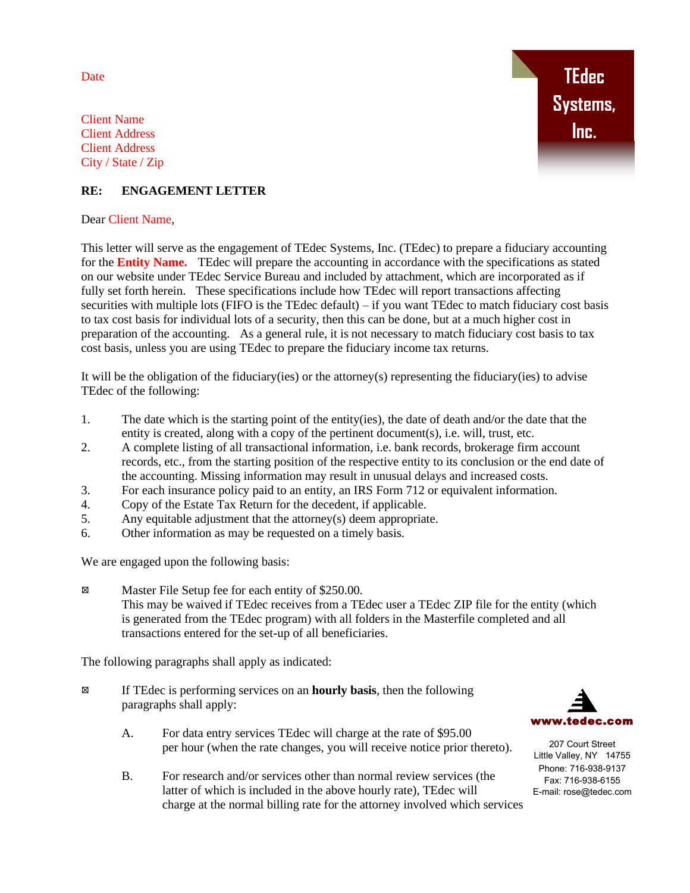Date

Client Name
Client Address
Client Address
City / State / Zip

**TEdec Systems, Inc.**

**RE: ENGAGEMENT LETTER**

Dear Client Name,

This letter will serve as the engagement of TEdec Systems, Inc. (TEdec) to prepare a fiduciary accounting for the **Entity Name.** TEdec will prepare the accounting in accordance with the specifications as stated on our website under TEdec Service Bureau and included by attachment, which are incorporated as if fully set forth herein. These specifications include how TEdec will report transactions affecting securities with multiple lots (FIFO is the TEdec default) – if you want TEdec to match fiduciary cost basis to tax cost basis for individual lots of a security, then this can be done, but at a much higher cost in preparation of the accounting. As a general rule, it is not necessary to match fiduciary cost basis to tax cost basis, unless you are using TEdec to prepare the fiduciary income tax returns.

It will be the obligation of the fiduciary(ies) or the attorney(s) representing the fiduciary(ies) to advise TEdec of the following:

1. The date which is the starting point of the entity(ies), the date of death and/or the date that the entity is created, along with a copy of the pertinent document(s), i.e. will, trust, etc.
2. A complete listing of all transactional information, i.e. bank records, brokerage firm account records, etc., from the starting position of the respective entity to its conclusion or the end date of the accounting. Missing information may result in unusual delays and increased costs.
3. For each insurance policy paid to an entity, an IRS Form 712 or equivalent information.
4. Copy of the Estate Tax Return for the decedent, if applicable.
5. Any equitable adjustment that the attorney(s) deem appropriate.
6. Other information as may be requested on a timely basis.

We are engaged upon the following basis:

☒ Master File Setup fee for each entity of $250.00.
This may be waived if TEdec receives from a TEdec user a TEdec ZIP file for the entity (which is generated from the TEdec program) with all folders in the Masterfile completed and all transactions entered for the set-up of all beneficiaries.

The following paragraphs shall apply as indicated:

☒ If TEdec is performing services on an **hourly basis**, then the following paragraphs shall apply:

A. For data entry services TEdec will charge at the rate of $95.00 per hour (when the rate changes, you will receive notice prior thereto).

B. For research and/or services other than normal review services (the latter of which is included in the above hourly rate), TEdec will charge at the normal billing rate for the attorney involved which services

www.tedec.com
207 Court Street
Little Valley, NY 14755
Phone: 716-938-9137
Fax: 716-938-6155
E-mail: rose@tedec.com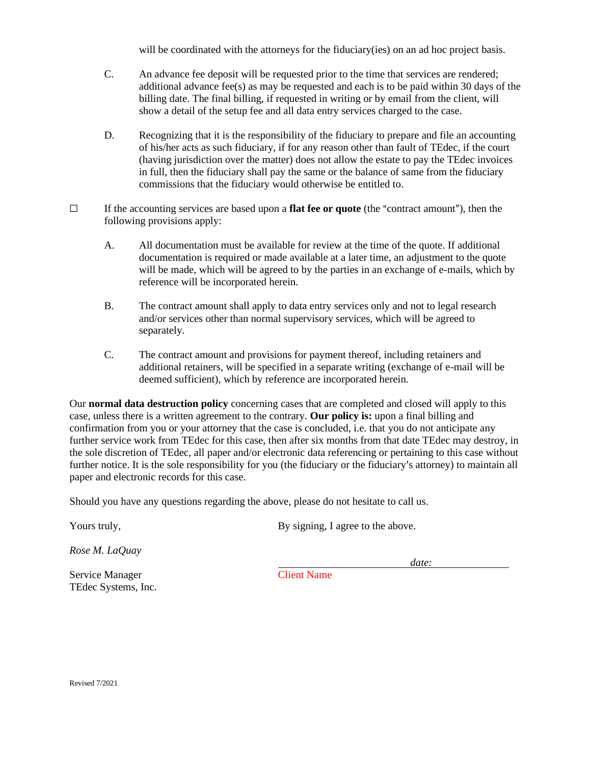will be coordinated with the attorneys for the fiduciary(ies) on an ad hoc project basis.

C. An advance fee deposit will be requested prior to the time that services are rendered; additional advance fee(s) as may be requested and each is to be paid within 30 days of the billing date. The final billing, if requested in writing or by email from the client, will show a detail of the setup fee and all data entry services charged to the case.

D. Recognizing that it is the responsibility of the fiduciary to prepare and file an accounting of his/her acts as such fiduciary, if for any reason other than fault of TEdec, if the court (having jurisdiction over the matter) does not allow the estate to pay the TEdec invoices in full, then the fiduciary shall pay the same or the balance of same from the fiduciary commissions that the fiduciary would otherwise be entitled to.

☐ If the accounting services are based upon a **flat fee or quote** (the "contract amount"), then the following provisions apply:

A. All documentation must be available for review at the time of the quote. If additional documentation is required or made available at a later time, an adjustment to the quote will be made, which will be agreed to by the parties in an exchange of e-mails, which by reference will be incorporated herein.

B. The contract amount shall apply to data entry services only and not to legal research and/or services other than normal supervisory services, which will be agreed to separately.

C. The contract amount and provisions for payment thereof, including retainers and additional retainers, will be specified in a separate writing (exchange of e-mail will be deemed sufficient), which by reference are incorporated herein.

Our **normal data destruction policy** concerning cases that are completed and closed will apply to this case, unless there is a written agreement to the contrary. **Our policy is:** upon a final billing and confirmation from you or your attorney that the case is concluded, i.e. that you do not anticipate any further service work from TEdec for this case, then after six months from that date TEdec may destroy, in the sole discretion of TEdec, all paper and/or electronic data referencing or pertaining to this case without further notice. It is the sole responsibility for you (the fiduciary or the fiduciary's attorney) to maintain all paper and electronic records for this case.

Should you have any questions regarding the above, please do not hesitate to call us.

Yours truly,

*Rose M. LaQuay*

Service Manager
TEdec Systems, Inc.

By signing, I agree to the above.

_______________________________ *date:* _______________
Client Name

Revised 7/2021